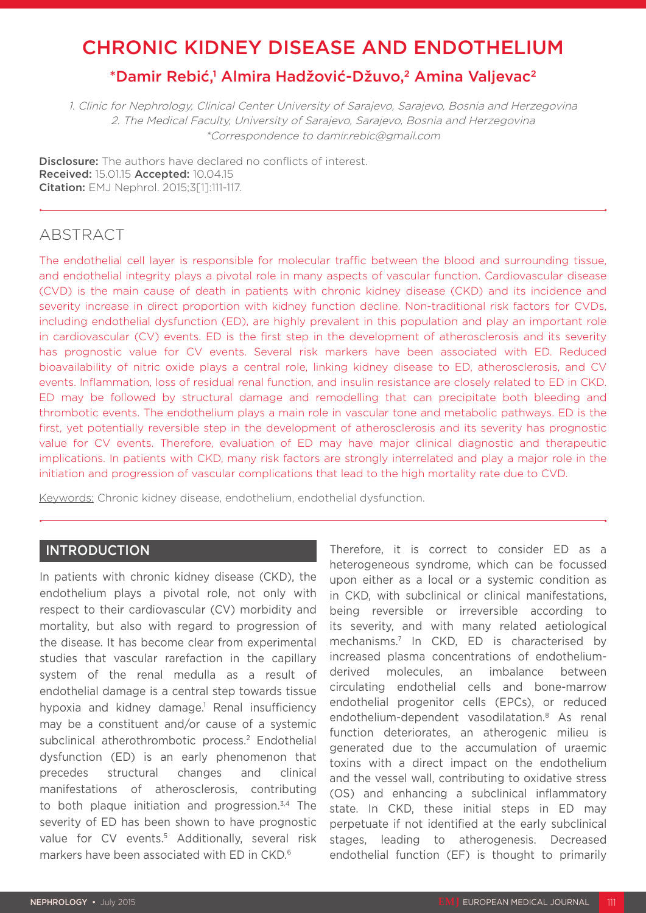# CHRONIC KIDNEY DISEASE AND ENDOTHELIUM

## *Damir Rebić,[1] Almira Hadžović-Džuvo,[2] Amina Valjevac[2]

*1. Clinic for Nephrology, Clinical Center University of Sarajevo, Sarajevo, Bosnia and Herzegovina*
*2. The Medical Faculty, University of Sarajevo, Sarajevo, Bosnia and Herzegovina*
*\*Correspondence to damir.rebic@gmail.com*

**Disclosure:** The authors have declared no conflicts of interest.
**Received:** 15.01.15 **Accepted:** 10.04.15
**Citation:** EMJ Nephrol. 2015;3[1]:111-117.

## ABSTRACT

The endothelial cell layer is responsible for molecular traffic between the blood and surrounding tissue, and endothelial integrity plays a pivotal role in many aspects of vascular function. Cardiovascular disease (CVD) is the main cause of death in patients with chronic kidney disease (CKD) and its incidence and severity increase in direct proportion with kidney function decline. Non-traditional risk factors for CVDs, including endothelial dysfunction (ED), are highly prevalent in this population and play an important role in cardiovascular (CV) events. ED is the first step in the development of atherosclerosis and its severity has prognostic value for CV events. Several risk markers have been associated with ED. Reduced bioavailability of nitric oxide plays a central role, linking kidney disease to ED, atherosclerosis, and CV events. Inflammation, loss of residual renal function, and insulin resistance are closely related to ED in CKD. ED may be followed by structural damage and remodelling that can precipitate both bleeding and thrombotic events. The endothelium plays a main role in vascular tone and metabolic pathways. ED is the first, yet potentially reversible step in the development of atherosclerosis and its severity has prognostic value for CV events. Therefore, evaluation of ED may have major clinical diagnostic and therapeutic implications. In patients with CKD, many risk factors are strongly interrelated and play a major role in the initiation and progression of vascular complications that lead to the high mortality rate due to CVD.

Keywords: Chronic kidney disease, endothelium, endothelial dysfunction.

## INTRODUCTION

In patients with chronic kidney disease (CKD), the endothelium plays a pivotal role, not only with respect to their cardiovascular (CV) morbidity and mortality, but also with regard to progression of the disease. It has become clear from experimental studies that vascular rarefaction in the capillary system of the renal medulla as a result of endothelial damage is a central step towards tissue hypoxia and kidney damage.[1] Renal insufficiency may be a constituent and/or cause of a systemic subclinical atherothrombotic process.[2] Endothelial dysfunction (ED) is an early phenomenon that precedes structural changes and clinical manifestations of atherosclerosis, contributing to both plaque initiation and progression.[3,4] The severity of ED has been shown to have prognostic value for CV events.[5] Additionally, several risk markers have been associated with ED in CKD.[6]

Therefore, it is correct to consider ED as a heterogeneous syndrome, which can be focussed upon either as a local or a systemic condition as in CKD, with subclinical or clinical manifestations, being reversible or irreversible according to its severity, and with many related aetiological mechanisms.[7] In CKD, ED is characterised by increased plasma concentrations of endothelium-derived molecules, an imbalance between circulating endothelial cells and bone-marrow endothelial progenitor cells (EPCs), or reduced endothelium-dependent vasodilatation.[8] As renal function deteriorates, an atherogenic milieu is generated due to the accumulation of uraemic toxins with a direct impact on the endothelium and the vessel wall, contributing to oxidative stress (OS) and enhancing a subclinical inflammatory state. In CKD, these initial steps in ED may perpetuate if not identified at the early subclinical stages, leading to atherogenesis. Decreased endothelial function (EF) is thought to primarily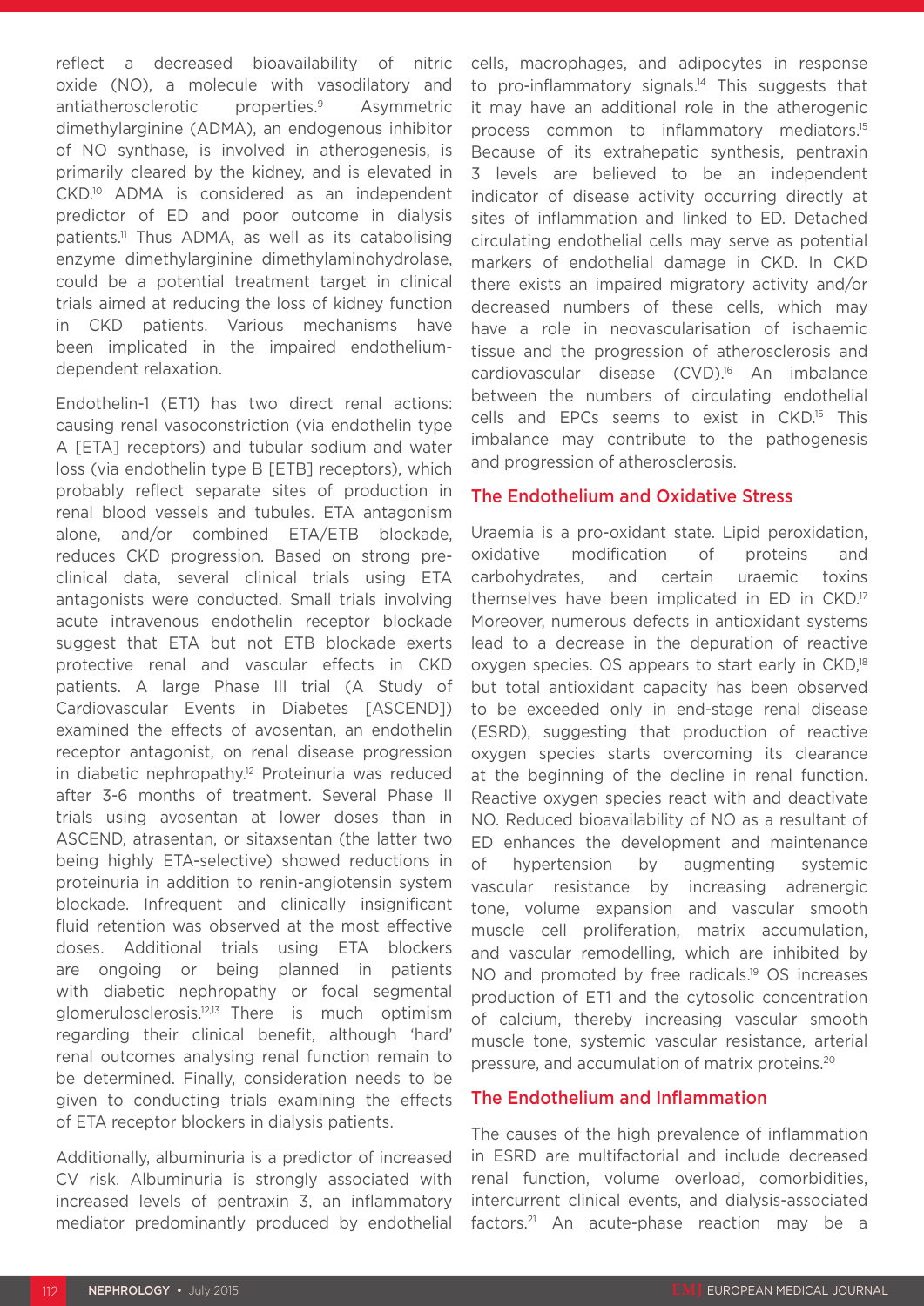reflect a decreased bioavailability of nitric oxide (NO), a molecule with vasodilatory and antiatherosclerotic properties.[9] Asymmetric dimethylarginine (ADMA), an endogenous inhibitor of NO synthase, is involved in atherogenesis, is primarily cleared by the kidney, and is elevated in CKD.[10] ADMA is considered as an independent predictor of ED and poor outcome in dialysis patients.[11] Thus ADMA, as well as its catabolising enzyme dimethylarginine dimethylaminohydrolase, could be a potential treatment target in clinical trials aimed at reducing the loss of kidney function in CKD patients. Various mechanisms have been implicated in the impaired endothelium-dependent relaxation.

Endothelin-1 (ET1) has two direct renal actions: causing renal vasoconstriction (via endothelin type A [ETA] receptors) and tubular sodium and water loss (via endothelin type B [ETB] receptors), which probably reflect separate sites of production in renal blood vessels and tubules. ETA antagonism alone, and/or combined ETA/ETB blockade, reduces CKD progression. Based on strong pre-clinical data, several clinical trials using ETA antagonists were conducted. Small trials involving acute intravenous endothelin receptor blockade suggest that ETA but not ETB blockade exerts protective renal and vascular effects in CKD patients. A large Phase III trial (A Study of Cardiovascular Events in Diabetes [ASCEND]) examined the effects of avosentan, an endothelin receptor antagonist, on renal disease progression in diabetic nephropathy.[12] Proteinuria was reduced after 3-6 months of treatment. Several Phase II trials using avosentan at lower doses than in ASCEND, atrasentan, or sitaxsentan (the latter two being highly ETA-selective) showed reductions in proteinuria in addition to renin-angiotensin system blockade. Infrequent and clinically insignificant fluid retention was observed at the most effective doses. Additional trials using ETA blockers are ongoing or being planned in patients with diabetic nephropathy or focal segmental glomerulosclerosis.[12,13] There is much optimism regarding their clinical benefit, although 'hard' renal outcomes analysing renal function remain to be determined. Finally, consideration needs to be given to conducting trials examining the effects of ETA receptor blockers in dialysis patients.

Additionally, albuminuria is a predictor of increased CV risk. Albuminuria is strongly associated with increased levels of pentraxin 3, an inflammatory mediator predominantly produced by endothelial cells, macrophages, and adipocytes in response to pro-inflammatory signals.[14] This suggests that it may have an additional role in the atherogenic process common to inflammatory mediators.[15] Because of its extrahepatic synthesis, pentraxin 3 levels are believed to be an independent indicator of disease activity occurring directly at sites of inflammation and linked to ED. Detached circulating endothelial cells may serve as potential markers of endothelial damage in CKD. In CKD there exists an impaired migratory activity and/or decreased numbers of these cells, which may have a role in neovascularisation of ischaemic tissue and the progression of atherosclerosis and cardiovascular disease (CVD).[16] An imbalance between the numbers of circulating endothelial cells and EPCs seems to exist in CKD.[15] This imbalance may contribute to the pathogenesis and progression of atherosclerosis.

## The Endothelium and Oxidative Stress

Uraemia is a pro-oxidant state. Lipid peroxidation, oxidative modification of proteins and carbohydrates, and certain uraemic toxins themselves have been implicated in ED in CKD.[17] Moreover, numerous defects in antioxidant systems lead to a decrease in the depuration of reactive oxygen species. OS appears to start early in CKD,[18] but total antioxidant capacity has been observed to be exceeded only in end-stage renal disease (ESRD), suggesting that production of reactive oxygen species starts overcoming its clearance at the beginning of the decline in renal function. Reactive oxygen species react with and deactivate NO. Reduced bioavailability of NO as a resultant of ED enhances the development and maintenance of hypertension by augmenting systemic vascular resistance by increasing adrenergic tone, volume expansion and vascular smooth muscle cell proliferation, matrix accumulation, and vascular remodelling, which are inhibited by NO and promoted by free radicals.[19] OS increases production of ET1 and the cytosolic concentration of calcium, thereby increasing vascular smooth muscle tone, systemic vascular resistance, arterial pressure, and accumulation of matrix proteins.[20]

## The Endothelium and Inflammation

The causes of the high prevalence of inflammation in ESRD are multifactorial and include decreased renal function, volume overload, comorbidities, intercurrent clinical events, and dialysis-associated factors.[21] An acute-phase reaction may be a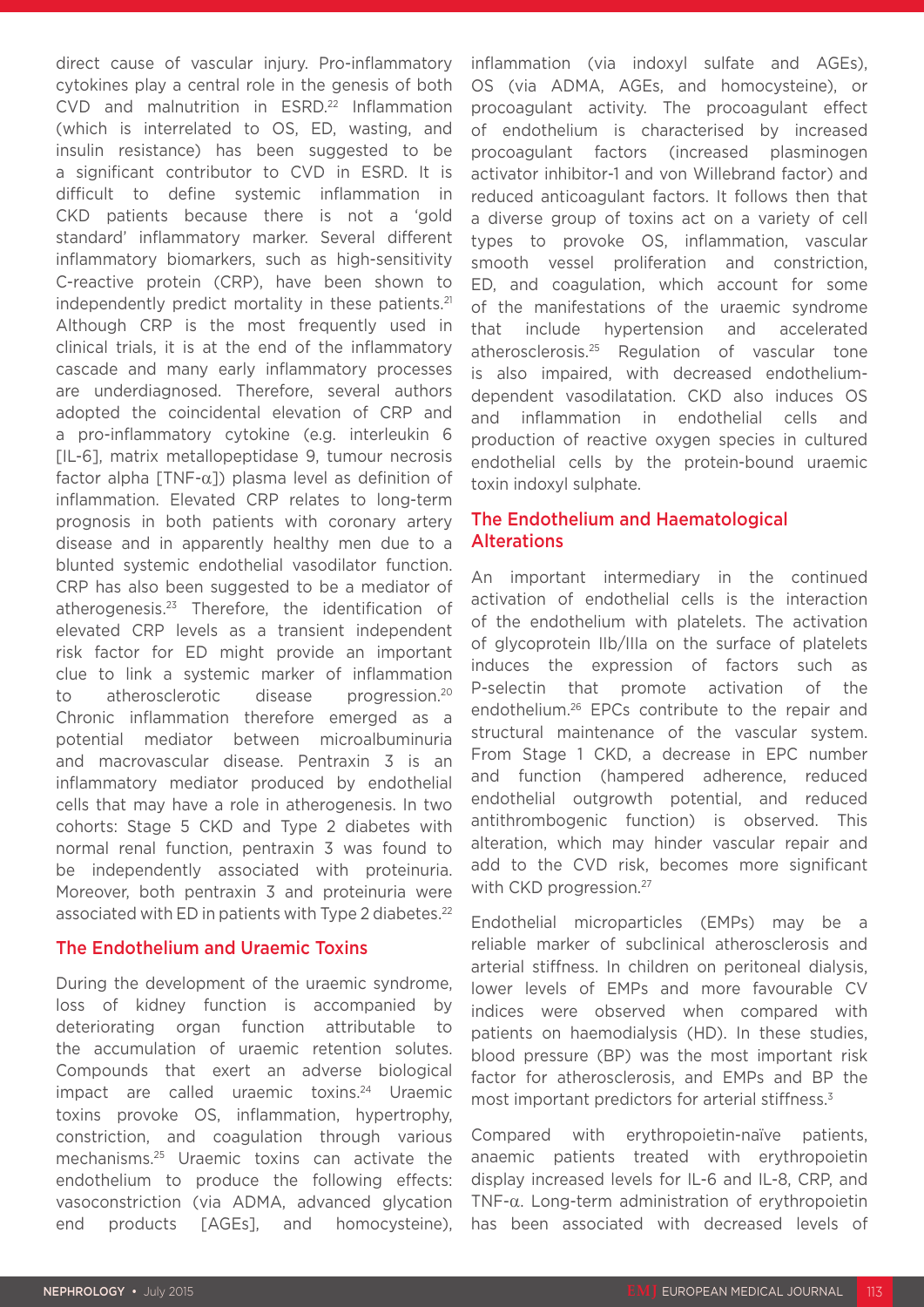direct cause of vascular injury. Pro-inflammatory cytokines play a central role in the genesis of both CVD and malnutrition in ESRD.[22] Inflammation (which is interrelated to OS, ED, wasting, and insulin resistance) has been suggested to be a significant contributor to CVD in ESRD. It is difficult to define systemic inflammation in CKD patients because there is not a 'gold standard' inflammatory marker. Several different inflammatory biomarkers, such as high-sensitivity C-reactive protein (CRP), have been shown to independently predict mortality in these patients.[21] Although CRP is the most frequently used in clinical trials, it is at the end of the inflammatory cascade and many early inflammatory processes are underdiagnosed. Therefore, several authors adopted the coincidental elevation of CRP and a pro-inflammatory cytokine (e.g. interleukin 6 [IL-6], matrix metallopeptidase 9, tumour necrosis factor alpha [TNF-α]) plasma level as definition of inflammation. Elevated CRP relates to long-term prognosis in both patients with coronary artery disease and in apparently healthy men due to a blunted systemic endothelial vasodilator function. CRP has also been suggested to be a mediator of atherogenesis.[23] Therefore, the identification of elevated CRP levels as a transient independent risk factor for ED might provide an important clue to link a systemic marker of inflammation to atherosclerotic disease progression.[20] Chronic inflammation therefore emerged as a potential mediator between microalbuminuria and macrovascular disease. Pentraxin 3 is an inflammatory mediator produced by endothelial cells that may have a role in atherogenesis. In two cohorts: Stage 5 CKD and Type 2 diabetes with normal renal function, pentraxin 3 was found to be independently associated with proteinuria. Moreover, both pentraxin 3 and proteinuria were associated with ED in patients with Type 2 diabetes.[22]

## The Endothelium and Uraemic Toxins

During the development of the uraemic syndrome, loss of kidney function is accompanied by deteriorating organ function attributable to the accumulation of uraemic retention solutes. Compounds that exert an adverse biological impact are called uraemic toxins.[24] Uraemic toxins provoke OS, inflammation, hypertrophy, constriction, and coagulation through various mechanisms.[25] Uraemic toxins can activate the endothelium to produce the following effects: vasoconstriction (via ADMA, advanced glycation end products [AGEs], and homocysteine), inflammation (via indoxyl sulfate and AGEs), OS (via ADMA, AGEs, and homocysteine), or procoagulant activity. The procoagulant effect of endothelium is characterised by increased procoagulant factors (increased plasminogen activator inhibitor-1 and von Willebrand factor) and reduced anticoagulant factors. It follows then that a diverse group of toxins act on a variety of cell types to provoke OS, inflammation, vascular smooth vessel proliferation and constriction, ED, and coagulation, which account for some of the manifestations of the uraemic syndrome that include hypertension and accelerated atherosclerosis.[25] Regulation of vascular tone is also impaired, with decreased endothelium-dependent vasodilatation. CKD also induces OS and inflammation in endothelial cells and production of reactive oxygen species in cultured endothelial cells by the protein-bound uraemic toxin indoxyl sulphate.

## The Endothelium and Haematological Alterations

An important intermediary in the continued activation of endothelial cells is the interaction of the endothelium with platelets. The activation of glycoprotein IIb/IIIa on the surface of platelets induces the expression of factors such as P-selectin that promote activation of the endothelium.[26] EPCs contribute to the repair and structural maintenance of the vascular system. From Stage 1 CKD, a decrease in EPC number and function (hampered adherence, reduced endothelial outgrowth potential, and reduced antithrombogenic function) is observed. This alteration, which may hinder vascular repair and add to the CVD risk, becomes more significant with CKD progression.[27]

Endothelial microparticles (EMPs) may be a reliable marker of subclinical atherosclerosis and arterial stiffness. In children on peritoneal dialysis, lower levels of EMPs and more favourable CV indices were observed when compared with patients on haemodialysis (HD). In these studies, blood pressure (BP) was the most important risk factor for atherosclerosis, and EMPs and BP the most important predictors for arterial stiffness.[3]

Compared with erythropoietin-naïve patients, anaemic patients treated with erythropoietin display increased levels for IL-6 and IL-8, CRP, and TNF-α. Long-term administration of erythropoietin has been associated with decreased levels of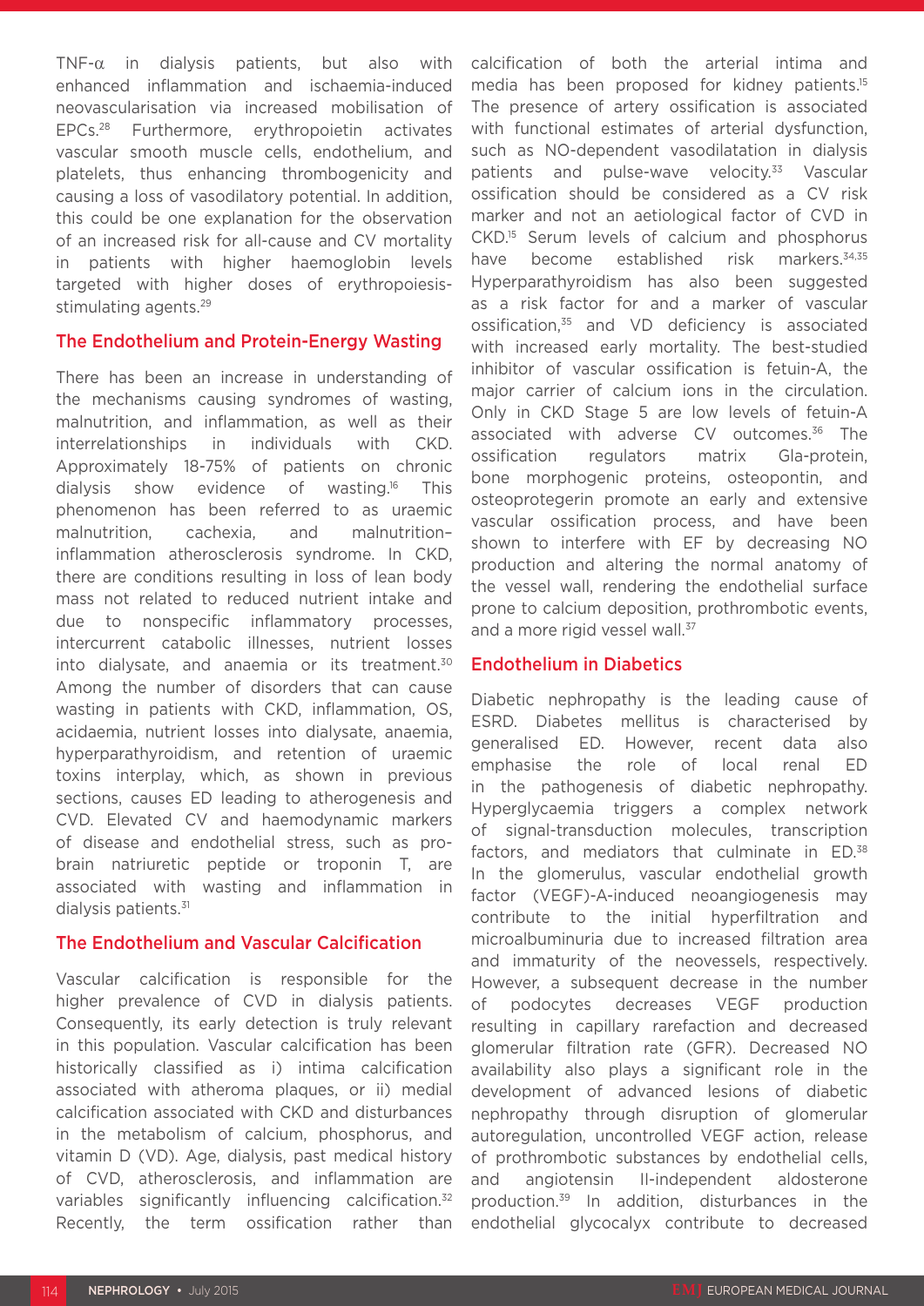TNF-α in dialysis patients, but also with enhanced inflammation and ischaemia-induced neovascularisation via increased mobilisation of EPCs.[28] Furthermore, erythropoietin activates vascular smooth muscle cells, endothelium, and platelets, thus enhancing thrombogenicity and causing a loss of vasodilatory potential. In addition, this could be one explanation for the observation of an increased risk for all-cause and CV mortality in patients with higher haemoglobin levels targeted with higher doses of erythropoiesis-stimulating agents.[29]

## The Endothelium and Protein-Energy Wasting

There has been an increase in understanding of the mechanisms causing syndromes of wasting, malnutrition, and inflammation, as well as their interrelationships in individuals with CKD. Approximately 18-75% of patients on chronic dialysis show evidence of wasting.[16] This phenomenon has been referred to as uraemic malnutrition, cachexia, and malnutrition–inflammation atherosclerosis syndrome. In CKD, there are conditions resulting in loss of lean body mass not related to reduced nutrient intake and due to nonspecific inflammatory processes, intercurrent catabolic illnesses, nutrient losses into dialysate, and anaemia or its treatment.[30] Among the number of disorders that can cause wasting in patients with CKD, inflammation, OS, acidaemia, nutrient losses into dialysate, anaemia, hyperparathyroidism, and retention of uraemic toxins interplay, which, as shown in previous sections, causes ED leading to atherogenesis and CVD. Elevated CV and haemodynamic markers of disease and endothelial stress, such as pro-brain natriuretic peptide or troponin T, are associated with wasting and inflammation in dialysis patients.[31]

## The Endothelium and Vascular Calcification

Vascular calcification is responsible for the higher prevalence of CVD in dialysis patients. Consequently, its early detection is truly relevant in this population. Vascular calcification has been historically classified as i) intima calcification associated with atheroma plaques, or ii) medial calcification associated with CKD and disturbances in the metabolism of calcium, phosphorus, and vitamin D (VD). Age, dialysis, past medical history of CVD, atherosclerosis, and inflammation are variables significantly influencing calcification.[32] Recently, the term ossification rather than calcification of both the arterial intima and media has been proposed for kidney patients.[15] The presence of artery ossification is associated with functional estimates of arterial dysfunction, such as NO-dependent vasodilatation in dialysis patients and pulse-wave velocity.[33] Vascular ossification should be considered as a CV risk marker and not an aetiological factor of CVD in CKD.[15] Serum levels of calcium and phosphorus have become established risk markers.[34,35] Hyperparathyroidism has also been suggested as a risk factor for and a marker of vascular ossification,[35] and VD deficiency is associated with increased early mortality. The best-studied inhibitor of vascular ossification is fetuin-A, the major carrier of calcium ions in the circulation. Only in CKD Stage 5 are low levels of fetuin-A associated with adverse CV outcomes.[36] The ossification regulators matrix Gla-protein, bone morphogenic proteins, osteopontin, and osteoprotegerin promote an early and extensive vascular ossification process, and have been shown to interfere with EF by decreasing NO production and altering the normal anatomy of the vessel wall, rendering the endothelial surface prone to calcium deposition, prothrombotic events, and a more rigid vessel wall.[37]

## Endothelium in Diabetics

Diabetic nephropathy is the leading cause of ESRD. Diabetes mellitus is characterised by generalised ED. However, recent data also emphasise the role of local renal ED in the pathogenesis of diabetic nephropathy. Hyperglycaemia triggers a complex network of signal-transduction molecules, transcription factors, and mediators that culminate in ED.[38] In the glomerulus, vascular endothelial growth factor (VEGF)-A-induced neoangiogenesis may contribute to the initial hyperfiltration and microalbuminuria due to increased filtration area and immaturity of the neovessels, respectively. However, a subsequent decrease in the number of podocytes decreases VEGF production resulting in capillary rarefaction and decreased glomerular filtration rate (GFR). Decreased NO availability also plays a significant role in the development of advanced lesions of diabetic nephropathy through disruption of glomerular autoregulation, uncontrolled VEGF action, release of prothrombotic substances by endothelial cells, and angiotensin II-independent aldosterone production.[39] In addition, disturbances in the endothelial glycocalyx contribute to decreased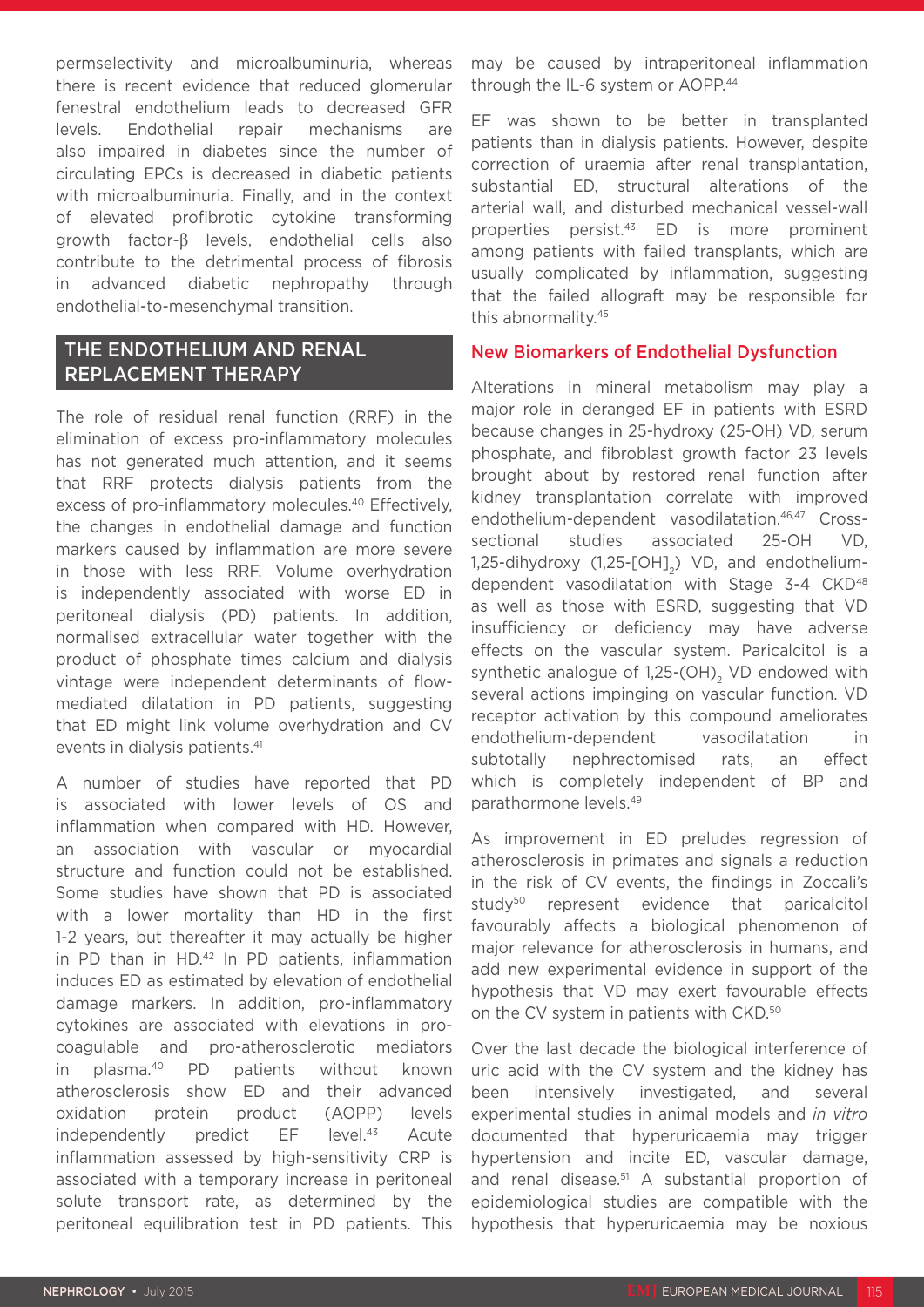permselectivity and microalbuminuria, whereas there is recent evidence that reduced glomerular fenestral endothelium leads to decreased GFR levels. Endothelial repair mechanisms are also impaired in diabetes since the number of circulating EPCs is decreased in diabetic patients with microalbuminuria. Finally, and in the context of elevated profibrotic cytokine transforming growth factor-β levels, endothelial cells also contribute to the detrimental process of fibrosis in advanced diabetic nephropathy through endothelial-to-mesenchymal transition.

## THE ENDOTHELIUM AND RENAL REPLACEMENT THERAPY

The role of residual renal function (RRF) in the elimination of excess pro-inflammatory molecules has not generated much attention, and it seems that RRF protects dialysis patients from the excess of pro-inflammatory molecules.[40] Effectively, the changes in endothelial damage and function markers caused by inflammation are more severe in those with less RRF. Volume overhydration is independently associated with worse ED in peritoneal dialysis (PD) patients. In addition, normalised extracellular water together with the product of phosphate times calcium and dialysis vintage were independent determinants of flow-mediated dilatation in PD patients, suggesting that ED might link volume overhydration and CV events in dialysis patients.[41]

A number of studies have reported that PD is associated with lower levels of OS and inflammation when compared with HD. However, an association with vascular or myocardial structure and function could not be established. Some studies have shown that PD is associated with a lower mortality than HD in the first 1-2 years, but thereafter it may actually be higher in PD than in HD.[42] In PD patients, inflammation induces ED as estimated by elevation of endothelial damage markers. In addition, pro-inflammatory cytokines are associated with elevations in pro-coagulable and pro-atherosclerotic mediators in plasma.[40] PD patients without known atherosclerosis show ED and their advanced oxidation protein product (AOPP) levels independently predict EF level.[43] Acute inflammation assessed by high-sensitivity CRP is associated with a temporary increase in peritoneal solute transport rate, as determined by the peritoneal equilibration test in PD patients. This may be caused by intraperitoneal inflammation through the IL-6 system or AOPP.[44]

EF was shown to be better in transplanted patients than in dialysis patients. However, despite correction of uraemia after renal transplantation, substantial ED, structural alterations of the arterial wall, and disturbed mechanical vessel-wall properties persist.[43] ED is more prominent among patients with failed transplants, which are usually complicated by inflammation, suggesting that the failed allograft may be responsible for this abnormality.[45]

### New Biomarkers of Endothelial Dysfunction

Alterations in mineral metabolism may play a major role in deranged EF in patients with ESRD because changes in 25-hydroxy (25-OH) VD, serum phosphate, and fibroblast growth factor 23 levels brought about by restored renal function after kidney transplantation correlate with improved endothelium-dependent vasodilatation.[46,47] Cross-sectional studies associated 25-OH VD, 1,25-dihydroxy (1,25-$[OH]_2$) VD, and endothelium-dependent vasodilatation with Stage 3-4 CKD[48] as well as those with ESRD, suggesting that VD insufficiency or deficiency may have adverse effects on the vascular system. Paricalcitol is a synthetic analogue of 1,25-$(OH)_2$ VD endowed with several actions impinging on vascular function. VD receptor activation by this compound ameliorates endothelium-dependent vasodilatation in subtotally nephrectomised rats, an effect which is completely independent of BP and parathormone levels.[49]

As improvement in ED preludes regression of atherosclerosis in primates and signals a reduction in the risk of CV events, the findings in Zoccali's study[50] represent evidence that paricalcitol favourably affects a biological phenomenon of major relevance for atherosclerosis in humans, and add new experimental evidence in support of the hypothesis that VD may exert favourable effects on the CV system in patients with CKD.[50]

Over the last decade the biological interference of uric acid with the CV system and the kidney has been intensively investigated, and several experimental studies in animal models and *in vitro* documented that hyperuricaemia may trigger hypertension and incite ED, vascular damage, and renal disease.[51] A substantial proportion of epidemiological studies are compatible with the hypothesis that hyperuricaemia may be noxious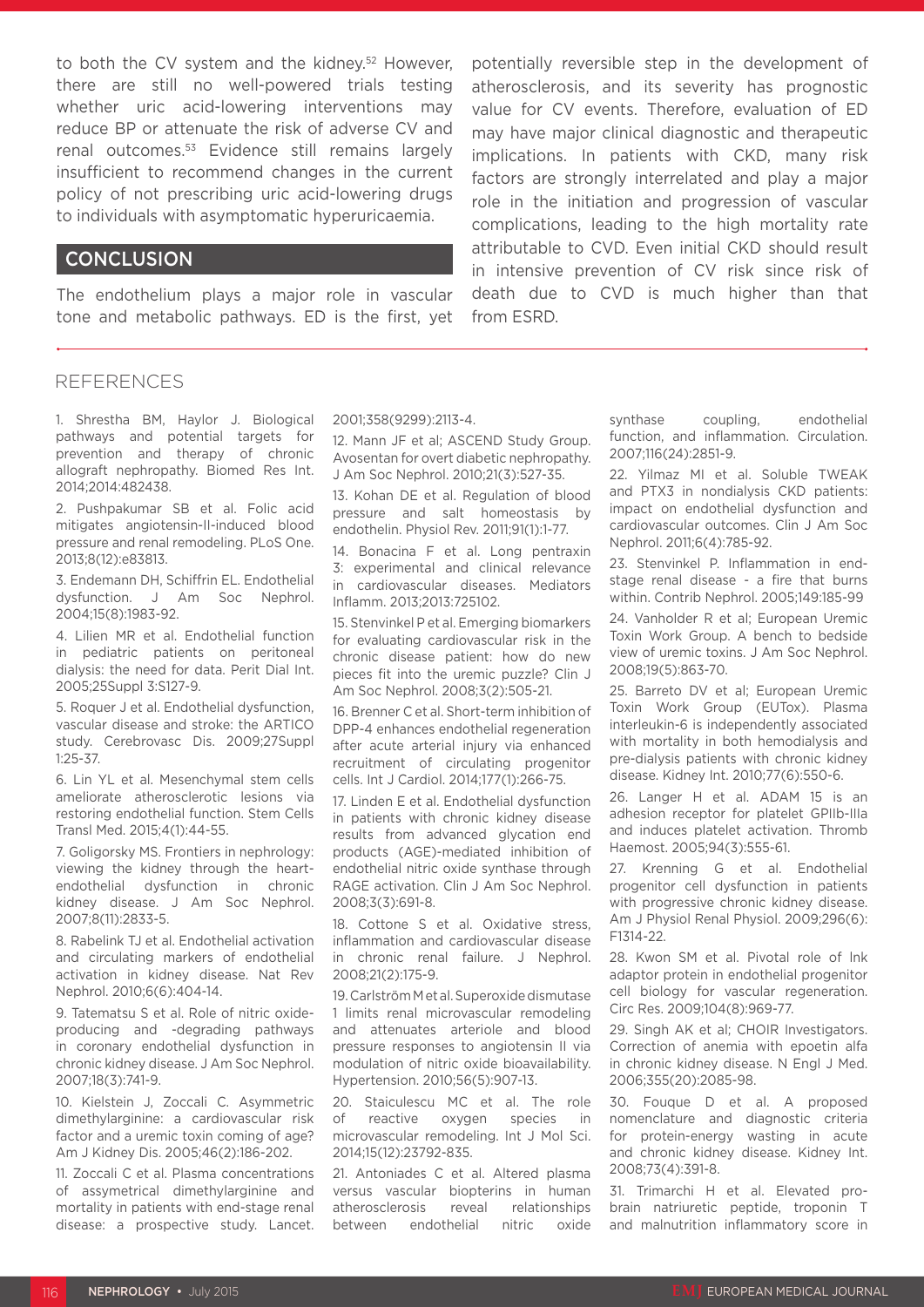to both the CV system and the kidney.[52] However, there are still no well-powered trials testing whether uric acid-lowering interventions may reduce BP or attenuate the risk of adverse CV and renal outcomes.[53] Evidence still remains largely insufficient to recommend changes in the current policy of not prescribing uric acid-lowering drugs to individuals with asymptomatic hyperuricaemia.

## CONCLUSION

The endothelium plays a major role in vascular tone and metabolic pathways. ED is the first, yet potentially reversible step in the development of atherosclerosis, and its severity has prognostic value for CV events. Therefore, evaluation of ED may have major clinical diagnostic and therapeutic implications. In patients with CKD, many risk factors are strongly interrelated and play a major role in the initiation and progression of vascular complications, leading to the high mortality rate attributable to CVD. Even initial CKD should result in intensive prevention of CV risk since risk of death due to CVD is much higher than that from ESRD.

## REFERENCES

1. Shrestha BM, Haylor J. Biological pathways and potential targets for prevention and therapy of chronic allograft nephropathy. Biomed Res Int. 2014;2014:482438.

2. Pushpakumar SB et al. Folic acid mitigates angiotensin-II-induced blood pressure and renal remodeling. PLoS One. 2013;8(12):e83813.

3. Endemann DH, Schiffrin EL. Endothelial dysfunction. J Am Soc Nephrol. 2004;15(8):1983-92.

4. Lilien MR et al. Endothelial function in pediatric patients on peritoneal dialysis: the need for data. Perit Dial Int. 2005;25Suppl 3:S127-9.

5. Roquer J et al. Endothelial dysfunction, vascular disease and stroke: the ARTICO study. Cerebrovasc Dis. 2009;27Suppl 1:25-37.

6. Lin YL et al. Mesenchymal stem cells ameliorate atherosclerotic lesions via restoring endothelial function. Stem Cells Transl Med. 2015;4(1):44-55.

7. Goligorsky MS. Frontiers in nephrology: viewing the kidney through the heart-endothelial dysfunction in chronic kidney disease. J Am Soc Nephrol. 2007;8(11):2833-5.

8. Rabelink TJ et al. Endothelial activation and circulating markers of endothelial activation in kidney disease. Nat Rev Nephrol. 2010;6(6):404-14.

9. Tatematsu S et al. Role of nitric oxide-producing and -degrading pathways in coronary endothelial dysfunction in chronic kidney disease. J Am Soc Nephrol. 2007;18(3):741-9.

10. Kielstein J, Zoccali C. Asymmetric dimethylarginine: a cardiovascular risk factor and a uremic toxin coming of age? Am J Kidney Dis. 2005;46(2):186-202.

11. Zoccali C et al. Plasma concentrations of assymetrical dimethylarginine and mortality in patients with end-stage renal disease: a prospective study. Lancet. 2001;358(9299):2113-4.

12. Mann JF et al; ASCEND Study Group. Avosentan for overt diabetic nephropathy. J Am Soc Nephrol. 2010;21(3):527-35.

13. Kohan DE et al. Regulation of blood pressure and salt homeostasis by endothelin. Physiol Rev. 2011;91(1):1-77.

14. Bonacina F et al. Long pentraxin 3: experimental and clinical relevance in cardiovascular diseases. Mediators Inflamm. 2013;2013:725102.

15. Stenvinkel P et al. Emerging biomarkers for evaluating cardiovascular risk in the chronic disease patient: how do new pieces fit into the uremic puzzle? Clin J Am Soc Nephrol. 2008;3(2):505-21.

16. Brenner C et al. Short-term inhibition of DPP-4 enhances endothelial regeneration after acute arterial injury via enhanced recruitment of circulating progenitor cells. Int J Cardiol. 2014;177(1):266-75.

17. Linden E et al. Endothelial dysfunction in patients with chronic kidney disease results from advanced glycation end products (AGE)-mediated inhibition of endothelial nitric oxide synthase through RAGE activation. Clin J Am Soc Nephrol. 2008;3(3):691-8.

18. Cottone S et al. Oxidative stress, inflammation and cardiovascular disease in chronic renal failure. J Nephrol. 2008;21(2):175-9.

19. Carlström M et al. Superoxide dismutase 1 limits renal microvascular remodeling and attenuates arteriole and blood pressure responses to angiotensin II via modulation of nitric oxide bioavailability. Hypertension. 2010;56(5):907-13.

20. Staiculescu MC et al. The role of reactive oxygen species in microvascular remodeling. Int J Mol Sci. 2014;15(12):23792-835.

21. Antoniades C et al. Altered plasma versus vascular biopterins in human atherosclerosis reveal relationships between endothelial nitric oxide synthase coupling, endothelial function, and inflammation. Circulation. 2007;116(24):2851-9.

22. Yilmaz MI et al. Soluble TWEAK and PTX3 in nondialysis CKD patients: impact on endothelial dysfunction and cardiovascular outcomes. Clin J Am Soc Nephrol. 2011;6(4):785-92.

23. Stenvinkel P. Inflammation in end-stage renal disease - a fire that burns within. Contrib Nephrol. 2005;149:185-99

24. Vanholder R et al; European Uremic Toxin Work Group. A bench to bedside view of uremic toxins. J Am Soc Nephrol. 2008;19(5):863-70.

25. Barreto DV et al; European Uremic Toxin Work Group (EUTox). Plasma interleukin-6 is independently associated with mortality in both hemodialysis and pre-dialysis patients with chronic kidney disease. Kidney Int. 2010;77(6):550-6.

26. Langer H et al. ADAM 15 is an adhesion receptor for platelet GPIIb-IIIa and induces platelet activation. Thromb Haemost. 2005;94(3):555-61.

27. Krenning G et al. Endothelial progenitor cell dysfunction in patients with progressive chronic kidney disease. Am J Physiol Renal Physiol. 2009;296(6): F1314-22.

28. Kwon SM et al. Pivotal role of lnk adaptor protein in endothelial progenitor cell biology for vascular regeneration. Circ Res. 2009;104(8):969-77.

29. Singh AK et al; CHOIR Investigators. Correction of anemia with epoetin alfa in chronic kidney disease. N Engl J Med. 2006;355(20):2085-98.

30. Fouque D et al. A proposed nomenclature and diagnostic criteria for protein-energy wasting in acute and chronic kidney disease. Kidney Int. 2008;73(4):391-8.

31. Trimarchi H et al. Elevated pro-brain natriuretic peptide, troponin T and malnutrition inflammatory score in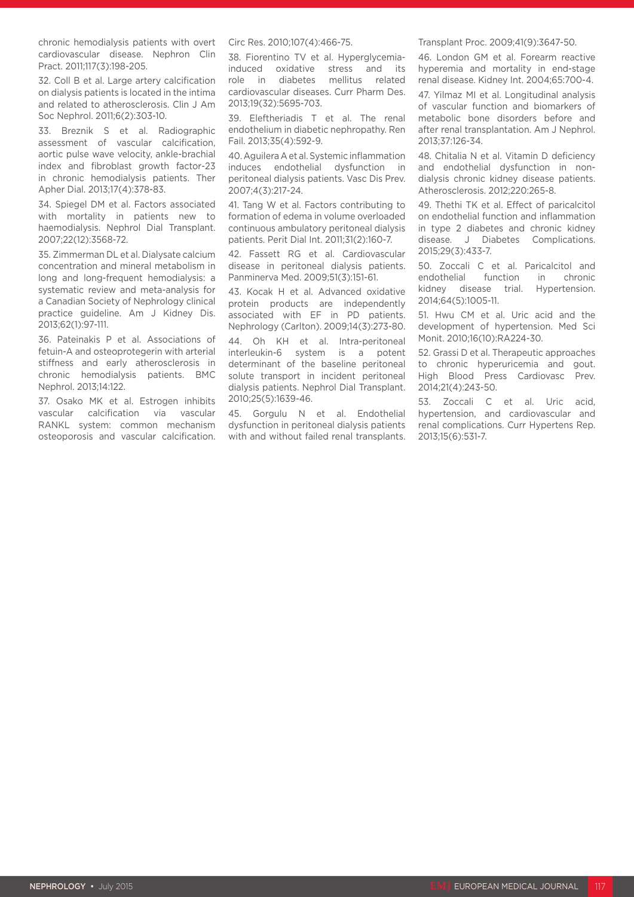chronic hemodialysis patients with overt cardiovascular disease. Nephron Clin Pract. 2011;117(3):198-205.

32. Coll B et al. Large artery calcification on dialysis patients is located in the intima and related to atherosclerosis. Clin J Am Soc Nephrol. 2011;6(2):303-10.

33. Breznik S et al. Radiographic assessment of vascular calcification, aortic pulse wave velocity, ankle-brachial index and fibroblast growth factor-23 in chronic hemodialysis patients. Ther Apher Dial. 2013;17(4):378-83.

34. Spiegel DM et al. Factors associated with mortality in patients new to haemodialysis. Nephrol Dial Transplant. 2007;22(12):3568-72.

35. Zimmerman DL et al. Dialysate calcium concentration and mineral metabolism in long and long-frequent hemodialysis: a systematic review and meta-analysis for a Canadian Society of Nephrology clinical practice guideline. Am J Kidney Dis. 2013;62(1):97-111.

36. Pateinakis P et al. Associations of fetuin-A and osteoprotegerin with arterial stiffness and early atherosclerosis in chronic hemodialysis patients. BMC Nephrol. 2013;14:122.

37. Osako MK et al. Estrogen inhibits vascular calcification via vascular RANKL system: common mechanism osteoporosis and vascular calcification. Circ Res. 2010;107(4):466-75.

38. Fiorentino TV et al. Hyperglycemia-induced oxidative stress and its role in diabetes mellitus related cardiovascular diseases. Curr Pharm Des. 2013;19(32):5695-703.

39. Eleftheriadis T et al. The renal endothelium in diabetic nephropathy. Ren Fail. 2013;35(4):592-9.

40. Aguilera A et al. Systemic inflammation induces endothelial dysfunction in peritoneal dialysis patients. Vasc Dis Prev. 2007;4(3):217-24.

41. Tang W et al. Factors contributing to formation of edema in volume overloaded continuous ambulatory peritoneal dialysis patients. Perit Dial Int. 2011;31(2):160-7.

42. Fassett RG et al. Cardiovascular disease in peritoneal dialysis patients. Panminerva Med. 2009;51(3):151-61.

43. Kocak H et al. Advanced oxidative protein products are independently associated with EF in PD patients. Nephrology (Carlton). 2009;14(3):273-80.

44. Oh KH et al. Intra-peritoneal interleukin-6 system is a potent determinant of the baseline peritoneal solute transport in incident peritoneal dialysis patients. Nephrol Dial Transplant. 2010;25(5):1639-46.

45. Gorgulu N et al. Endothelial dysfunction in peritoneal dialysis patients with and without failed renal transplants. Transplant Proc. 2009;41(9):3647-50.

46. London GM et al. Forearm reactive hyperemia and mortality in end-stage renal disease. Kidney Int. 2004;65:700-4.

47. Yilmaz MI et al. Longitudinal analysis of vascular function and biomarkers of metabolic bone disorders before and after renal transplantation. Am J Nephrol. 2013;37:126-34.

48. Chitalia N et al. Vitamin D deficiency and endothelial dysfunction in non-dialysis chronic kidney disease patients. Atherosclerosis. 2012;220:265-8.

49. Thethi TK et al. Effect of paricalcitol on endothelial function and inflammation in type 2 diabetes and chronic kidney disease. J Diabetes Complications. 2015;29(3):433-7.

50. Zoccali C et al. Paricalcitol and endothelial function in chronic kidney disease trial. Hypertension. 2014;64(5):1005-11.

51. Hwu CM et al. Uric acid and the development of hypertension. Med Sci Monit. 2010;16(10):RA224-30.

52. Grassi D et al. Therapeutic approaches to chronic hyperuricemia and gout. High Blood Press Cardiovasc Prev. 2014;21(4):243-50.

53. Zoccali C et al. Uric acid, hypertension, and cardiovascular and renal complications. Curr Hypertens Rep. 2013;15(6):531-7.